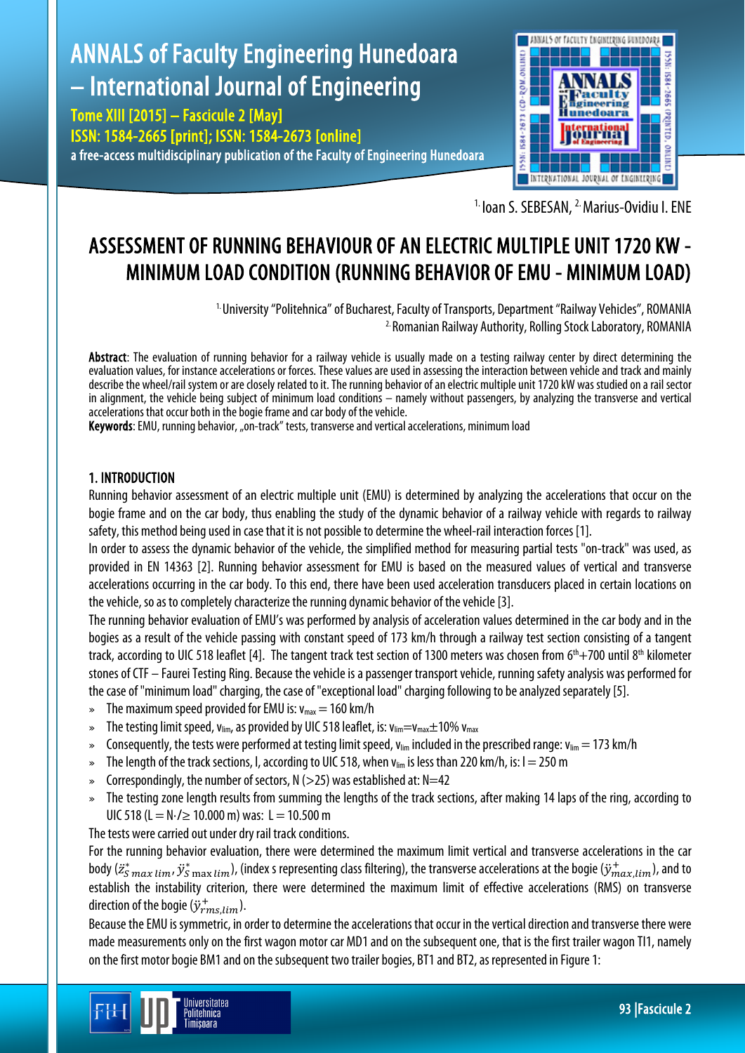[1.] Ioan S. SEBESAN, [2.] Marius-Ovidiu I. ENE

# ASSESSMENT OF RUNNING BEHAVIOUR OF AN ELECTRIC MULTIPLE UNIT 1720 KW - MINIMUM LOAD CONDITION (RUNNING BEHAVIOR OF EMU - MINIMUM LOAD)

[1.] University "Politehnica" of Bucharest, Faculty of Transports, Department "Railway Vehicles", ROMANIA
[2.] Romanian Railway Authority, Rolling Stock Laboratory, ROMANIA

**Abstract**: The evaluation of running behavior for a railway vehicle is usually made on a testing railway center by direct determining the evaluation values, for instance accelerations or forces. These values are used in assessing the interaction between vehicle and track and mainly describe the wheel/rail system or are closely related to it. The running behavior of an electric multiple unit 1720 kW was studied on a rail sector in alignment, the vehicle being subject of minimum load conditions – namely without passengers, by analyzing the transverse and vertical accelerations that occur both in the bogie frame and car body of the vehicle.

**Keywords**: EMU, running behavior, „on-track" tests, transverse and vertical accelerations, minimum load

## 1. INTRODUCTION

Running behavior assessment of an electric multiple unit (EMU) is determined by analyzing the accelerations that occur on the bogie frame and on the car body, thus enabling the study of the dynamic behavior of a railway vehicle with regards to railway safety, this method being used in case that it is not possible to determine the wheel-rail interaction forces [1].

In order to assess the dynamic behavior of the vehicle, the simplified method for measuring partial tests "on-track" was used, as provided in EN 14363 [2]. Running behavior assessment for EMU is based on the measured values of vertical and transverse accelerations occurring in the car body. To this end, there have been used acceleration transducers placed in certain locations on the vehicle, so as to completely characterize the running dynamic behavior of the vehicle [3].

The running behavior evaluation of EMU's was performed by analysis of acceleration values determined in the car body and in the bogies as a result of the vehicle passing with constant speed of 173 km/h through a railway test section consisting of a tangent track, according to UIC 518 leaflet [4]. The tangent track test section of 1300 meters was chosen from 6th+700 until 8th kilometer stones of CTF – Faurei Testing Ring. Because the vehicle is a passenger transport vehicle, running safety analysis was performed for the case of "minimum load" charging, the case of "exceptional load" charging following to be analyzed separately [5].

- The maximum speed provided for EMU is: $v_{max} = 160$ km/h
- The testing limit speed, $v_{lim}$, as provided by UIC 518 leaflet, is: $v_{lim}=v_{max}\pm10\%\ v_{max}$
- Consequently, the tests were performed at testing limit speed, $v_{lim}$ included in the prescribed range: $v_{lim} = 173$ km/h
- The length of the track sections, l, according to UIC 518, when $v_{lim}$ is less than 220 km/h, is: $l = 250$ m
- Correspondingly, the number of sectors, N (>25) was established at: N=42
- The testing zone length results from summing the lengths of the track sections, after making 14 laps of the ring, according to UIC 518 ($L = N\cdot l \geq 10.000$ m) was: $L = 10.500$ m

The tests were carried out under dry rail track conditions.

For the running behavior evaluation, there were determined the maximum limit vertical and transverse accelerations in the car body ($\ddot{z}^*_{S\,max\,lim}$, $\ddot{y}^*_{S\,\max lim}$), (index s representing class filtering), the transverse accelerations at the bogie ($\ddot{y}^+_{max,lim}$), and to establish the instability criterion, there were determined the maximum limit of effective accelerations (RMS) on transverse direction of the bogie ($\ddot{y}^+_{rms,lim}$).

Because the EMU is symmetric, in order to determine the accelerations that occur in the vertical direction and transverse there were made measurements only on the first wagon motor car MD1 and on the subsequent one, that is the first trailer wagon TI1, namely on the first motor bogie BM1 and on the subsequent two trailer bogies, BT1 and BT2, as represented in Figure 1: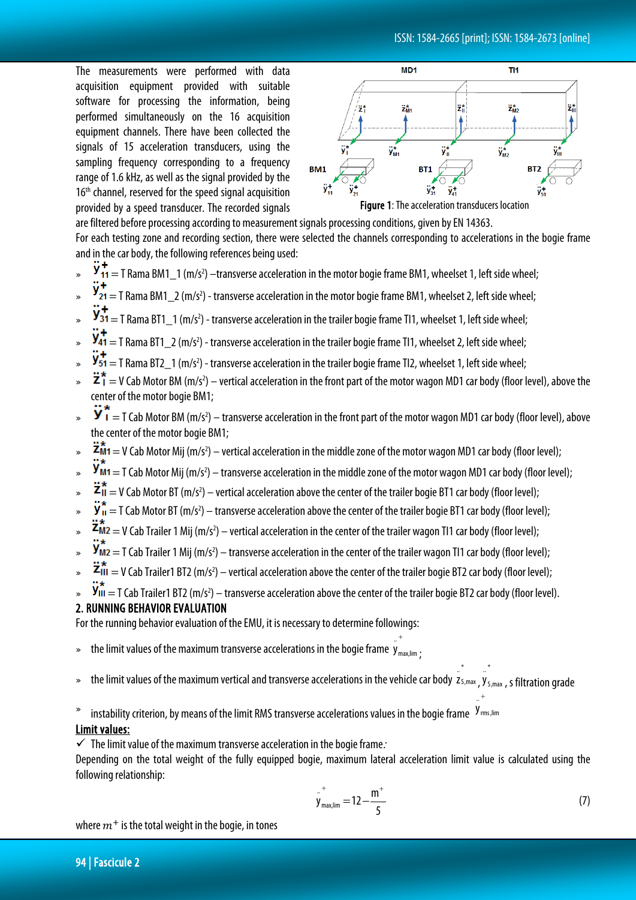The measurements were performed with data acquisition equipment provided with suitable software for processing the information, being performed simultaneously on the 16 acquisition equipment channels. There have been collected the signals of 15 acceleration transducers, using the sampling frequency corresponding to a frequency range of 1.6 kHz, as well as the signal provided by the 16th channel, reserved for the speed signal acquisition provided by a speed transducer. The recorded signals are filtered before processing according to measurement signals processing conditions, given by EN 14363.

**Figure 1**: The acceleration transducers location

For each testing zone and recording section, there were selected the channels corresponding to accelerations in the bogie frame and in the car body, the following references being used:

- $\ddot{y}^{+}_{11}$ = T Rama BM1_1 (m/s²) –transverse acceleration in the motor bogie frame BM1, wheelset 1, left side wheel;
- $\ddot{y}^{+}_{21}$ = T Rama BM1_2 (m/s²) - transverse acceleration in the motor bogie frame BM1, wheelset 2, left side wheel;
- $\ddot{y}^{+}_{31}$ = T Rama BT1_1 (m/s²) - transverse acceleration in the trailer bogie frame TI1, wheelset 1, left side wheel;
- $\ddot{y}^{+}_{41}$ = T Rama BT1_2 (m/s²) - transverse acceleration in the trailer bogie frame TI1, wheelset 2, left side wheel;
- $\ddot{y}^{+}_{51}$ = T Rama BT2_1 (m/s²) - transverse acceleration in the trailer bogie frame TI2, wheelset 1, left side wheel;
- $\ddot{z}^{*}_{I}$ = V Cab Motor BM (m/s²) – vertical acceleration in the front part of the motor wagon MD1 car body (floor level), above the center of the motor bogie BM1;
- $\ddot{y}^{*}_{I}$ = T Cab Motor BM (m/s²) – transverse acceleration in the front part of the motor wagon MD1 car body (floor level), above the center of the motor bogie BM1;
- $\ddot{z}^{*}_{M1}$ = V Cab Motor Mij (m/s²) – vertical acceleration in the middle zone of the motor wagon MD1 car body (floor level);
- $\ddot{y}^{*}_{M1}$ = T Cab Motor Mij (m/s²) – transverse acceleration in the middle zone of the motor wagon MD1 car body (floor level);
- $\ddot{z}^{*}_{II}$ = V Cab Motor BT (m/s²) – vertical acceleration above the center of the trailer bogie BT1 car body (floor level);
- $\ddot{y}^{*}_{II}$ = T Cab Motor BT (m/s²) – transverse acceleration above the center of the trailer bogie BT1 car body (floor level);
- $\ddot{z}^{*}_{M2}$ = V Cab Trailer 1 Mij (m/s²) – vertical acceleration in the center of the trailer wagon TI1 car body (floor level);
- $\ddot{y}^{*}_{M2}$ = T Cab Trailer 1 Mij (m/s²) – transverse acceleration in the center of the trailer wagon TI1 car body (floor level);
- $\ddot{z}^{*}_{III}$ = V Cab Trailer1 BT2 (m/s²) – vertical acceleration above the center of the trailer bogie BT2 car body (floor level);
- $\ddot{y}^{*}_{III}$ = T Cab Trailer1 BT2 (m/s²) – transverse acceleration above the center of the trailer bogie BT2 car body (floor level).

## 2. RUNNING BEHAVIOR EVALUATION

For the running behavior evaluation of the EMU, it is necessary to determine followings:

- the limit values of the maximum transverse accelerations in the bogie frame $\ddot{y}^{+}_{max,lim}$;
- the limit values of the maximum vertical and transverse accelerations in the vehicle car body $\ddot{z}^{*}_{s,max}$, $\ddot{y}^{*}_{s,max}$, s filtration grade
- instability criterion, by means of the limit RMS transverse accelerations values in the bogie frame $\ddot{y}^{+}_{rms,lim}$

**Limit values:**

✓ The limit value of the maximum transverse acceleration in the bogie frame.

Depending on the total weight of the fully equipped bogie, maximum lateral acceleration limit value is calculated using the following relationship:

$$\ddot{y}^{+}_{max,lim} = 12 - \frac{m^{+}}{5} \tag{7}$$

where $m^{+}$ is the total weight in the bogie, in tones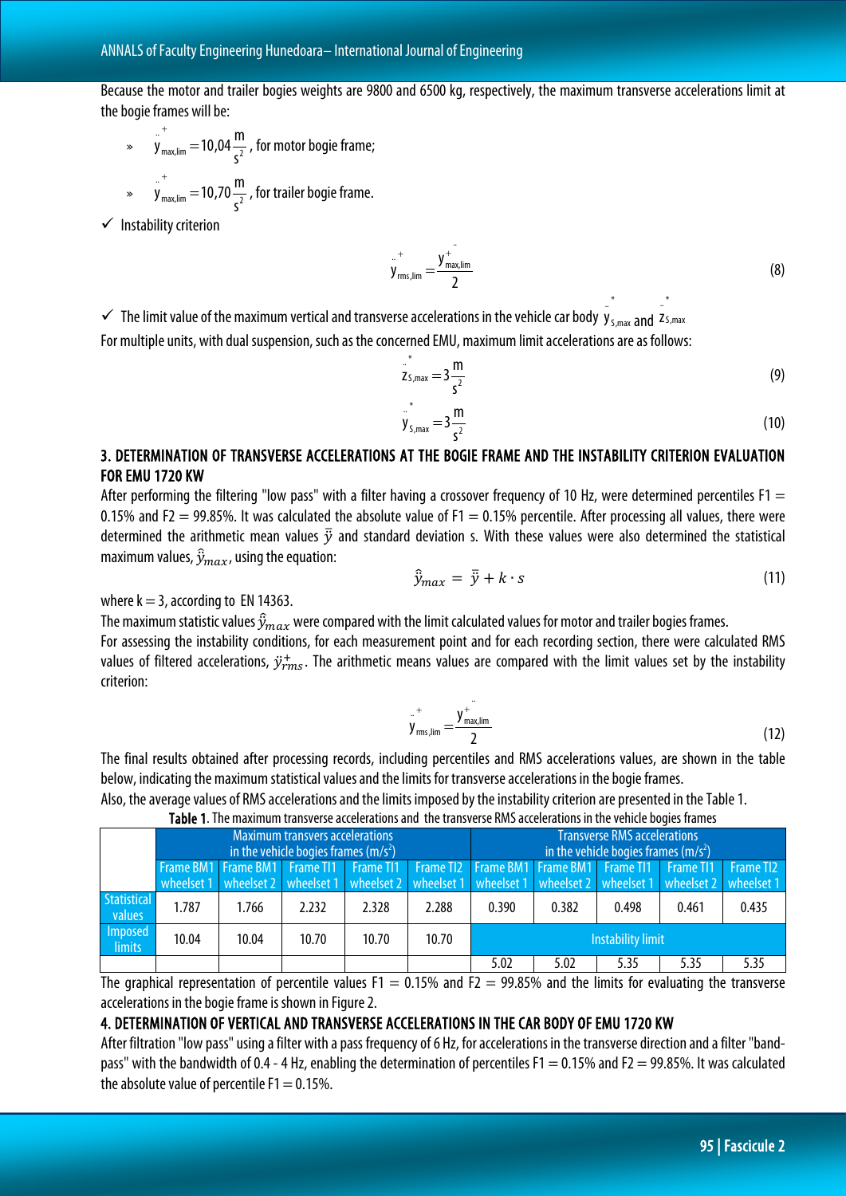Because the motor and trailer bogies weights are 9800 and 6500 kg, respectively, the maximum transverse accelerations limit at the bogie frames will be:

- $\ddot{y}^{+}_{max,lim} = 10{,}04\,\frac{m}{s^2}$, for motor bogie frame;
- $\ddot{y}^{+}_{max,lim} = 10{,}70\,\frac{m}{s^2}$, for trailer bogie frame.

✓ Instability criterion

$$\ddot{y}^{+}_{rms,lim} = \frac{\ddot{y}^{+}_{max,lim}}{2} \tag{8}$$

✓ The limit value of the maximum vertical and transverse accelerations in the vehicle car body $\ddot{y}^{*}_{S,max}$ and $\ddot{z}^{*}_{S,max}$

For multiple units, with dual suspension, such as the concerned EMU, maximum limit accelerations are as follows:

$$\ddot{z}^{*}_{S,max} = 3\,\frac{m}{s^2} \tag{9}$$

$$\ddot{y}^{*}_{S,max} = 3\,\frac{m}{s^2} \tag{10}$$

## 3. DETERMINATION OF TRANSVERSE ACCELERATIONS AT THE BOGIE FRAME AND THE INSTABILITY CRITERION EVALUATION FOR EMU 1720 KW

After performing the filtering "low pass" with a filter having a crossover frequency of 10 Hz, were determined percentiles F1 = 0.15% and F2 = 99.85%. It was calculated the absolute value of F1 = 0.15% percentile. After processing all values, there were determined the arithmetic mean values $\bar{\bar{y}}$ and standard deviation s. With these values were also determined the statistical maximum values, $\hat{\ddot{y}}_{max}$, using the equation:

$$\hat{\ddot{y}}_{max} = \bar{\bar{y}} + k \cdot s \tag{11}$$

where k = 3, according to EN 14363.

The maximum statistic values $\hat{\ddot{y}}_{max}$ were compared with the limit calculated values for motor and trailer bogies frames.

For assessing the instability conditions, for each measurement point and for each recording section, there were calculated RMS values of filtered accelerations, $\ddot{y}^{+}_{rms}$. The arithmetic means values are compared with the limit values set by the instability criterion:

$$\ddot{y}^{+}_{rms,lim} = \frac{\ddot{y}^{+}_{max,lim}}{2} \tag{12}$$

The final results obtained after processing records, including percentiles and RMS accelerations values, are shown in the table below, indicating the maximum statistical values and the limits for transverse accelerations in the bogie frames.

Also, the average values of RMS accelerations and the limits imposed by the instability criterion are presented in the Table 1.

**Table 1**. The maximum transverse accelerations and the transverse RMS accelerations in the vehicle bogies frames

| | Maximum transvers accelerations in the vehicle bogies frames (m/s²) | | | | | Transverse RMS accelerations in the vehicle bogies frames (m/s²) | | | | |
|---|---|---|---|---|---|---|---|---|---|---|
| | Frame BM1 wheelset 1 | Frame BM1 wheelset 2 | Frame TI1 wheelset 1 | Frame TI1 wheelset 2 | Frame TI2 wheelset 1 | Frame BM1 wheelset 1 | Frame BM1 wheelset 2 | Frame TI1 wheelset 1 | Frame TI1 wheelset 2 | Frame TI2 wheelset 1 |
| Statistical values | 1.787 | 1.766 | 2.232 | 2.328 | 2.288 | 0.390 | 0.382 | 0.498 | 0.461 | 0.435 |
| Imposed limits | 10.04 | 10.04 | 10.70 | 10.70 | 10.70 | Instability limit | | | | |
| | | | | | | 5.02 | 5.02 | 5.35 | 5.35 | 5.35 |

The graphical representation of percentile values F1 = 0.15% and F2 = 99.85% and the limits for evaluating the transverse accelerations in the bogie frame is shown in Figure 2.

## 4. DETERMINATION OF VERTICAL AND TRANSVERSE ACCELERATIONS IN THE CAR BODY OF EMU 1720 KW

After filtration "low pass" using a filter with a pass frequency of 6 Hz, for accelerations in the transverse direction and a filter "band-pass" with the bandwidth of 0.4 - 4 Hz, enabling the determination of percentiles F1 = 0.15% and F2 = 99.85%. It was calculated the absolute value of percentile F1 = 0.15%.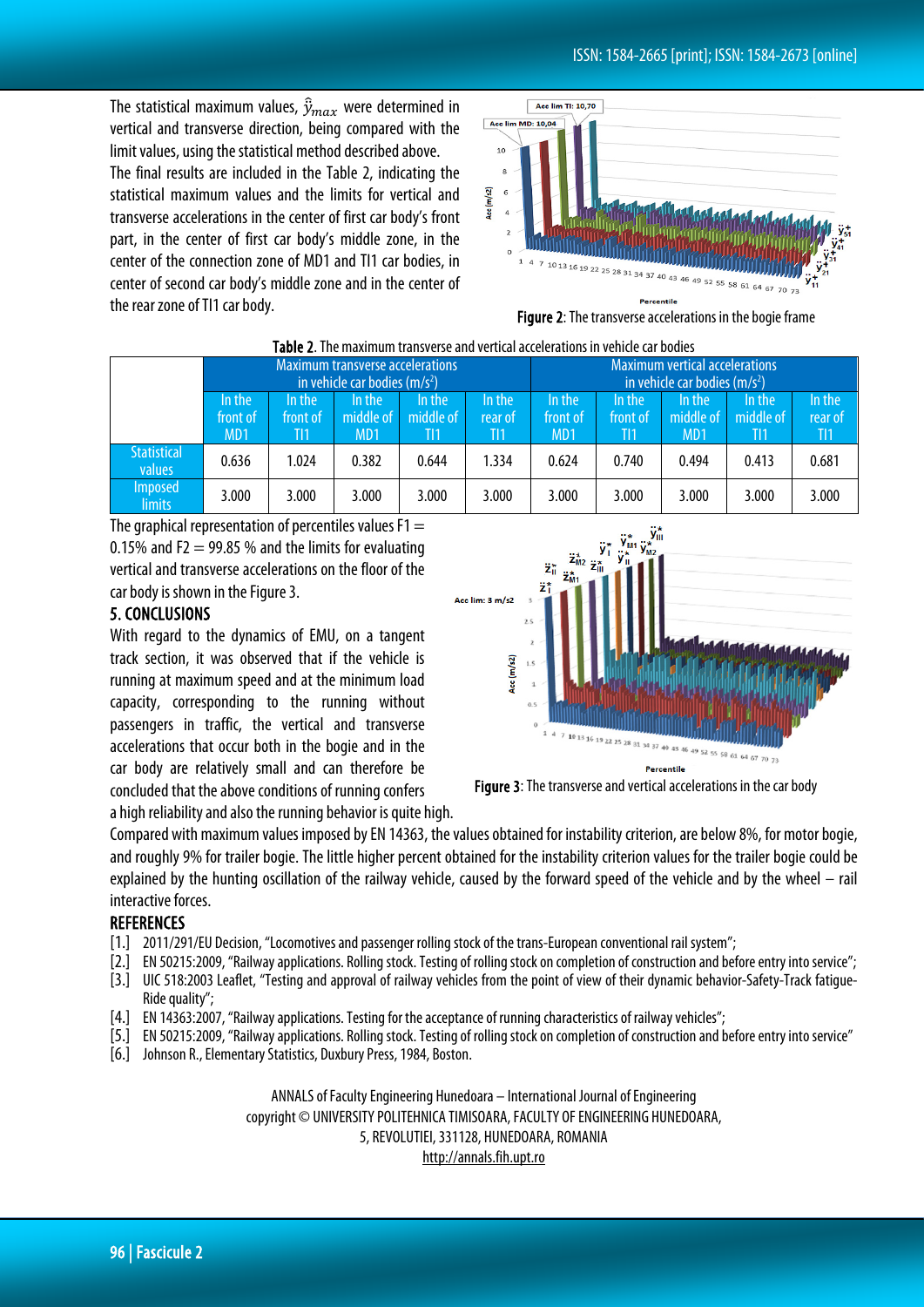The statistical maximum values, $\hat{y}_{max}$ were determined in vertical and transverse direction, being compared with the limit values, using the statistical method described above.

The final results are included in the Table 2, indicating the statistical maximum values and the limits for vertical and transverse accelerations in the center of first car body's front part, in the center of first car body's middle zone, in the center of the connection zone of MD1 and TI1 car bodies, in center of second car body's middle zone and in the center of the rear zone of TI1 car body.

Acc lim TI: 10,70
Acc lim MD: 10,04
Acc (m/s2)
Percentile
$\ddot{y}^{+}_{51}$ $\ddot{y}^{+}_{41}$ $\ddot{y}^{+}_{31}$ $\ddot{y}^{+}_{21}$ $\ddot{y}^{+}_{11}$

**Figure 2**: The transverse accelerations in the bogie frame

**Table 2**. The maximum transverse and vertical accelerations in vehicle car bodies

| | Maximum transverse accelerations in vehicle car bodies (m/s$^2$) | | | | | Maximum vertical accelerations in vehicle car bodies (m/s$^2$) | | | | |
|---|---|---|---|---|---|---|---|---|---|---|
| | In the front of MD1 | In the front of TI1 | In the middle of MD1 | In the middle of TI1 | In the rear of TI1 | In the front of MD1 | In the front of TI1 | In the middle of MD1 | In the middle of TI1 | In the rear of TI1 |
| Statistical values | 0.636 | 1.024 | 0.382 | 0.644 | 1.334 | 0.624 | 0.740 | 0.494 | 0.413 | 0.681 |
| Imposed limits | 3.000 | 3.000 | 3.000 | 3.000 | 3.000 | 3.000 | 3.000 | 3.000 | 3.000 | 3.000 |

The graphical representation of percentiles values F1 = 0.15% and F2 = 99.85 % and the limits for evaluating vertical and transverse accelerations on the floor of the car body is shown in the Figure 3.

Acc lim: 3 m/s2
Acc (m/s2)
Percentile
$\ddot{z}^{*}_{I}$ $\ddot{z}^{*}_{II}$ $\ddot{z}^{*}_{M1}$ $\ddot{z}^{*}_{M2}$ $\ddot{z}^{*}_{III}$ $\ddot{y}^{*}_{I}$ $\ddot{y}^{*}_{II}$ $\ddot{y}^{*}_{M1}$ $\ddot{y}^{*}_{M2}$ $\ddot{y}^{*}_{III}$

**Figure 3**: The transverse and vertical accelerations in the car body

## 5. CONCLUSIONS

With regard to the dynamics of EMU, on a tangent track section, it was observed that if the vehicle is running at maximum speed and at the minimum load capacity, corresponding to the running without passengers in traffic, the vertical and transverse accelerations that occur both in the bogie and in the car body are relatively small and can therefore be concluded that the above conditions of running confers a high reliability and also the running behavior is quite high.

Compared with maximum values imposed by EN 14363, the values obtained for instability criterion, are below 8%, for motor bogie, and roughly 9% for trailer bogie. The little higher percent obtained for the instability criterion values for the trailer bogie could be explained by the hunting oscillation of the railway vehicle, caused by the forward speed of the vehicle and by the wheel – rail interactive forces.

## REFERENCES

[1.] 2011/291/EU Decision, "Locomotives and passenger rolling stock of the trans-European conventional rail system";
[2.] EN 50215:2009, "Railway applications. Rolling stock. Testing of rolling stock on completion of construction and before entry into service";
[3.] UIC 518:2003 Leaflet, "Testing and approval of railway vehicles from the point of view of their dynamic behavior-Safety-Track fatigue-Ride quality";
[4.] EN 14363:2007, "Railway applications. Testing for the acceptance of running characteristics of railway vehicles";
[5.] EN 50215:2009, "Railway applications. Rolling stock. Testing of rolling stock on completion of construction and before entry into service"
[6.] Johnson R., Elementary Statistics, Duxbury Press, 1984, Boston.

ANNALS of Faculty Engineering Hunedoara – International Journal of Engineering
copyright © UNIVERSITY POLITEHNICA TIMISOARA, FACULTY OF ENGINEERING HUNEDOARA,
5, REVOLUTIEI, 331128, HUNEDOARA, ROMANIA
http://annals.fih.upt.ro